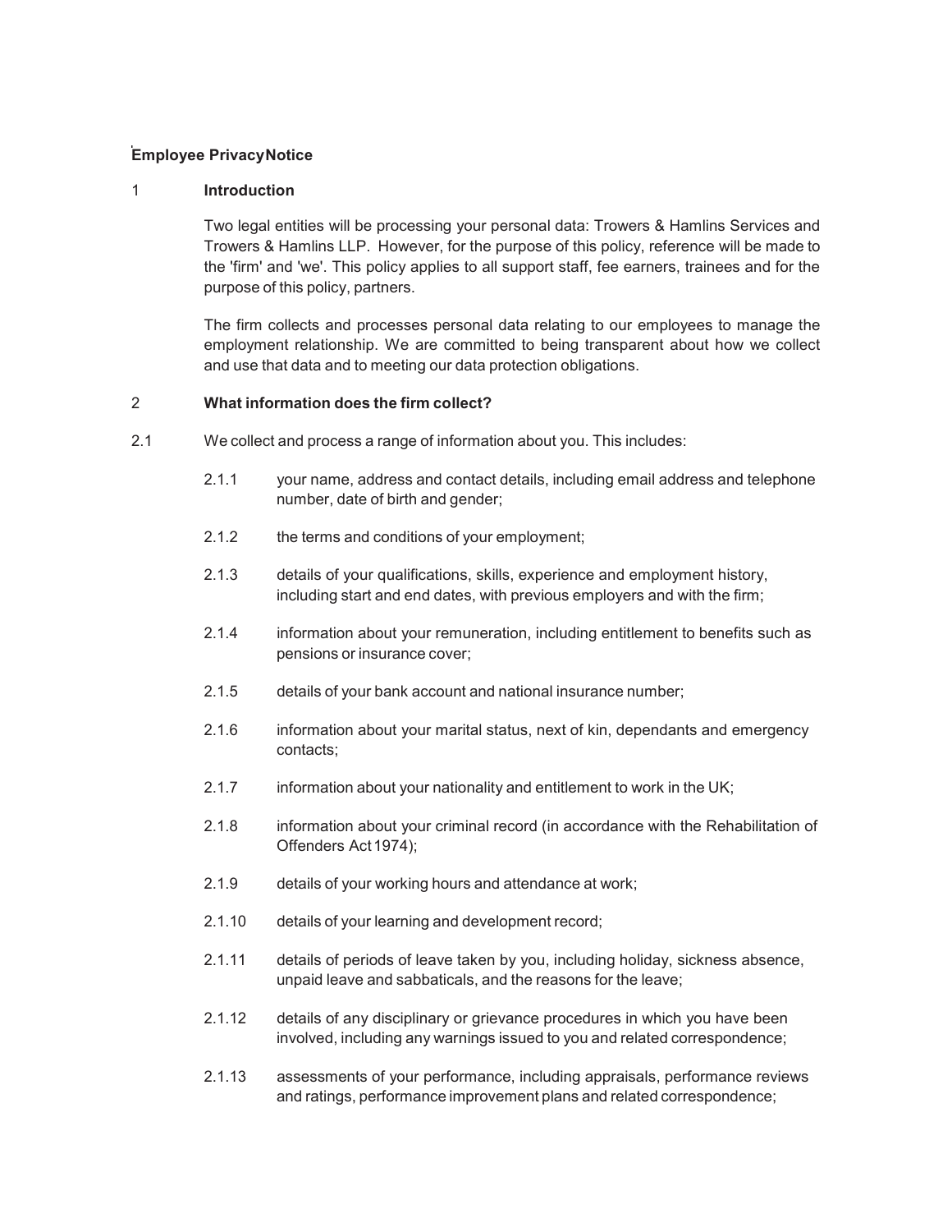# Employee PrivacyNotice

## 1 Introduction

Two legal entities will be processing your personal data: Trowers & Hamlins Services and Trowers & Hamlins LLP. However, for the purpose of this policy, reference will be made to the 'firm' and 'we'. This policy applies to all support staff, fee earners, trainees and for the purpose of this policy, partners.

The firm collects and processes personal data relating to our employees to manage the employment relationship. We are committed to being transparent about how we collect and use that data and to meeting our data protection obligations.

## 2 What information does the firm collect?

2.1 We collect and process a range of information about you. This includes:

- 2.1.1 your name, address and contact details, including email address and telephone number, date of birth and gender;
- 2.1.2 the terms and conditions of your employment;
- 2.1.3 details of your qualifications, skills, experience and employment history, including start and end dates, with previous employers and with the firm;
- 2.1.4 information about your remuneration, including entitlement to benefits such as pensions or insurance cover;
- 2.1.5 details of your bank account and national insurance number;
- 2.1.6 information about your marital status, next of kin, dependants and emergency contacts;
- 2.1.7 information about your nationality and entitlement to work in the UK;
- 2.1.8 information about your criminal record (in accordance with the Rehabilitation of Offenders Act 1974);
- 2.1.9 details of your working hours and attendance at work;
- 2.1.10 details of your learning and development record;
- 2.1.11 details of periods of leave taken by you, including holiday, sickness absence, unpaid leave and sabbaticals, and the reasons for the leave;
- 2.1.12 details of any disciplinary or grievance procedures in which you have been involved, including any warnings issued to you and related correspondence;
- 2.1.13 assessments of your performance, including appraisals, performance reviews and ratings, performance improvement plans and related correspondence;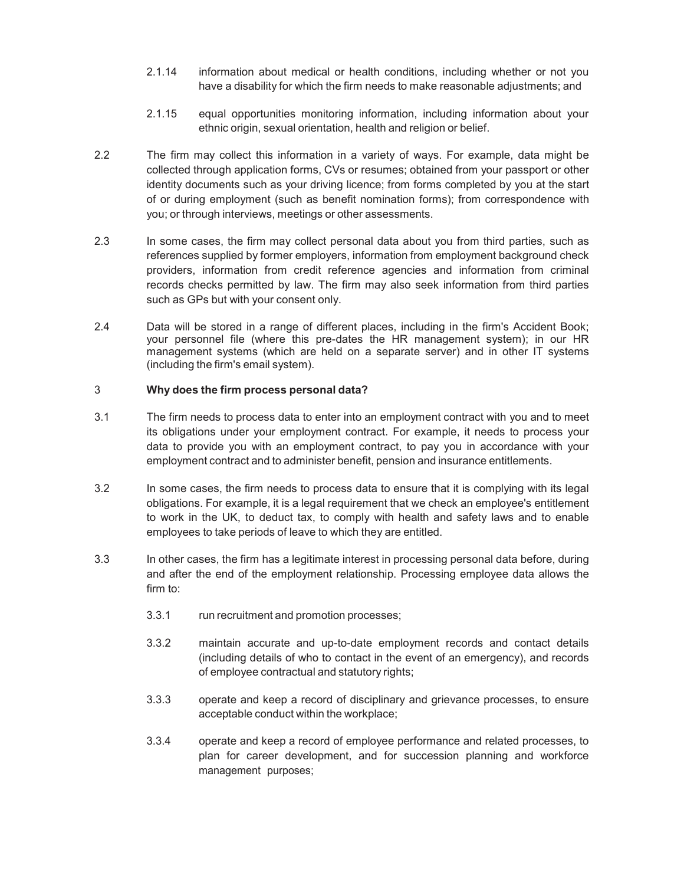2.1.14 information about medical or health conditions, including whether or not you have a disability for which the firm needs to make reasonable adjustments; and

2.1.15 equal opportunities monitoring information, including information about your ethnic origin, sexual orientation, health and religion or belief.

2.2 The firm may collect this information in a variety of ways. For example, data might be collected through application forms, CVs or resumes; obtained from your passport or other identity documents such as your driving licence; from forms completed by you at the start of or during employment (such as benefit nomination forms); from correspondence with you; or through interviews, meetings or other assessments.

2.3 In some cases, the firm may collect personal data about you from third parties, such as references supplied by former employers, information from employment background check providers, information from credit reference agencies and information from criminal records checks permitted by law. The firm may also seek information from third parties such as GPs but with your consent only.

2.4 Data will be stored in a range of different places, including in the firm's Accident Book; your personnel file (where this pre-dates the HR management system); in our HR management systems (which are held on a separate server) and in other IT systems (including the firm's email system).

## 3 Why does the firm process personal data?

3.1 The firm needs to process data to enter into an employment contract with you and to meet its obligations under your employment contract. For example, it needs to process your data to provide you with an employment contract, to pay you in accordance with your employment contract and to administer benefit, pension and insurance entitlements.

3.2 In some cases, the firm needs to process data to ensure that it is complying with its legal obligations. For example, it is a legal requirement that we check an employee's entitlement to work in the UK, to deduct tax, to comply with health and safety laws and to enable employees to take periods of leave to which they are entitled.

3.3 In other cases, the firm has a legitimate interest in processing personal data before, during and after the end of the employment relationship. Processing employee data allows the firm to:

3.3.1 run recruitment and promotion processes;

3.3.2 maintain accurate and up-to-date employment records and contact details (including details of who to contact in the event of an emergency), and records of employee contractual and statutory rights;

3.3.3 operate and keep a record of disciplinary and grievance processes, to ensure acceptable conduct within the workplace;

3.3.4 operate and keep a record of employee performance and related processes, to plan for career development, and for succession planning and workforce management purposes;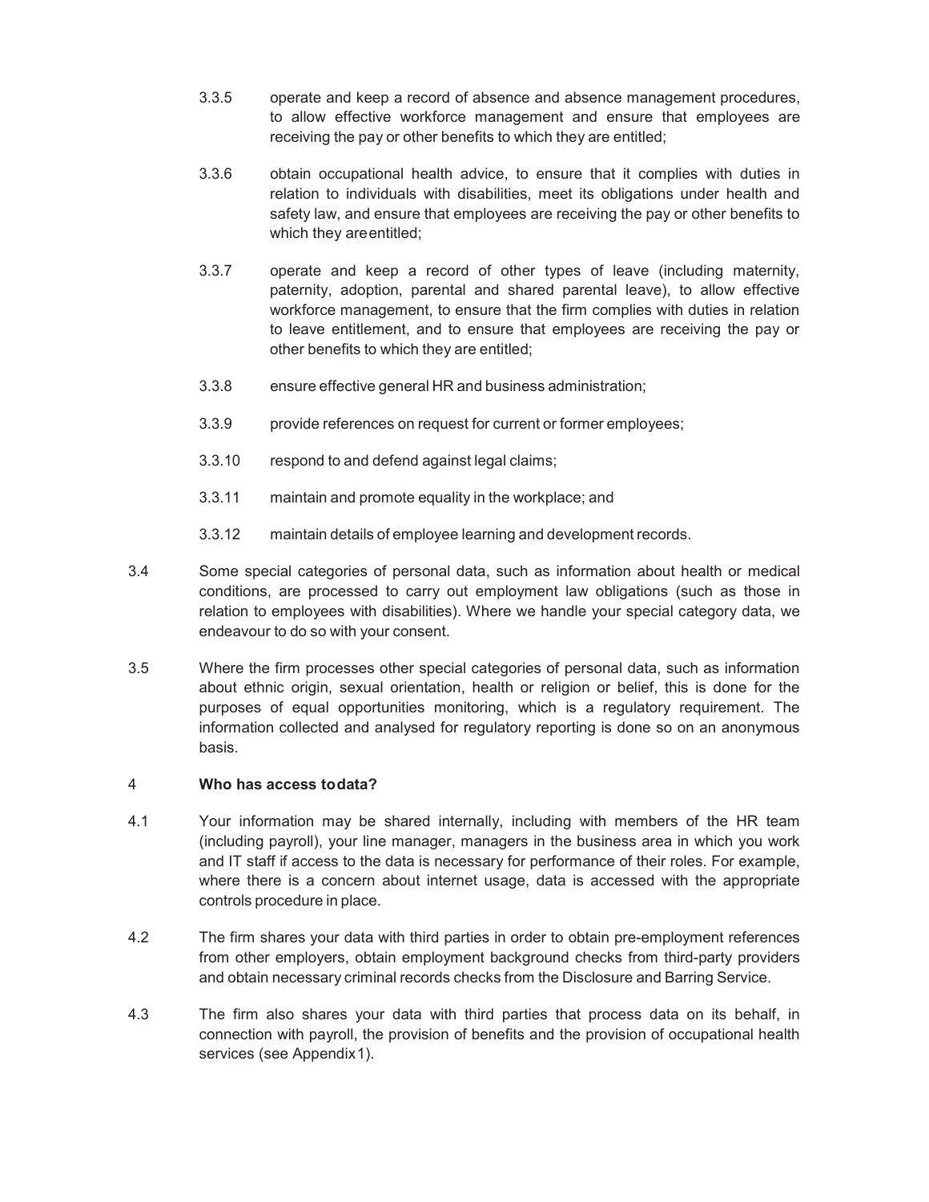3.3.5 operate and keep a record of absence and absence management procedures, to allow effective workforce management and ensure that employees are receiving the pay or other benefits to which they are entitled;

3.3.6 obtain occupational health advice, to ensure that it complies with duties in relation to individuals with disabilities, meet its obligations under health and safety law, and ensure that employees are receiving the pay or other benefits to which they are entitled;

3.3.7 operate and keep a record of other types of leave (including maternity, paternity, adoption, parental and shared parental leave), to allow effective workforce management, to ensure that the firm complies with duties in relation to leave entitlement, and to ensure that employees are receiving the pay or other benefits to which they are entitled;

3.3.8 ensure effective general HR and business administration;

3.3.9 provide references on request for current or former employees;

3.3.10 respond to and defend against legal claims;

3.3.11 maintain and promote equality in the workplace; and

3.3.12 maintain details of employee learning and development records.

3.4 Some special categories of personal data, such as information about health or medical conditions, are processed to carry out employment law obligations (such as those in relation to employees with disabilities). Where we handle your special category data, we endeavour to do so with your consent.

3.5 Where the firm processes other special categories of personal data, such as information about ethnic origin, sexual orientation, health or religion or belief, this is done for the purposes of equal opportunities monitoring, which is a regulatory requirement. The information collected and analysed for regulatory reporting is done so on an anonymous basis.

## 4 Who has access to data?

4.1 Your information may be shared internally, including with members of the HR team (including payroll), your line manager, managers in the business area in which you work and IT staff if access to the data is necessary for performance of their roles. For example, where there is a concern about internet usage, data is accessed with the appropriate controls procedure in place.

4.2 The firm shares your data with third parties in order to obtain pre-employment references from other employers, obtain employment background checks from third-party providers and obtain necessary criminal records checks from the Disclosure and Barring Service.

4.3 The firm also shares your data with third parties that process data on its behalf, in connection with payroll, the provision of benefits and the provision of occupational health services (see Appendix 1).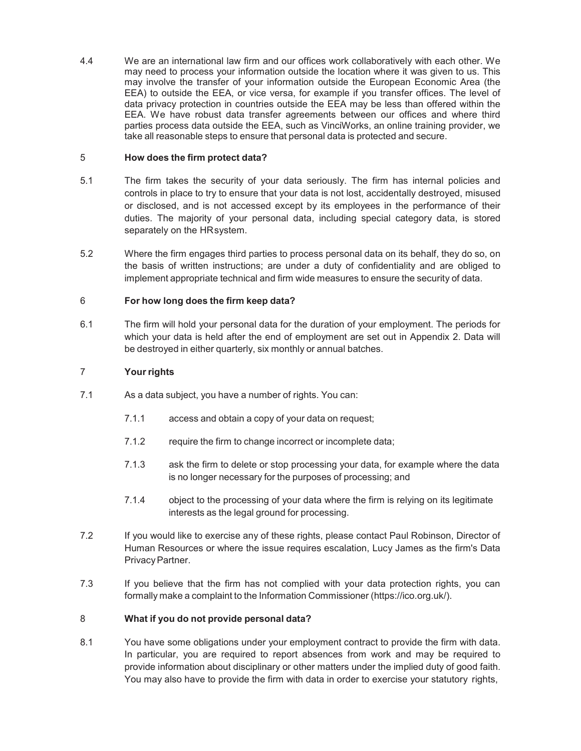4.4 We are an international law firm and our offices work collaboratively with each other. We may need to process your information outside the location where it was given to us. This may involve the transfer of your information outside the European Economic Area (the EEA) to outside the EEA, or vice versa, for example if you transfer offices. The level of data privacy protection in countries outside the EEA may be less than offered within the EEA. We have robust data transfer agreements between our offices and where third parties process data outside the EEA, such as VinciWorks, an online training provider, we take all reasonable steps to ensure that personal data is protected and secure.

## 5 How does the firm protect data?

5.1 The firm takes the security of your data seriously. The firm has internal policies and controls in place to try to ensure that your data is not lost, accidentally destroyed, misused or disclosed, and is not accessed except by its employees in the performance of their duties. The majority of your personal data, including special category data, is stored separately on the HR system.

5.2 Where the firm engages third parties to process personal data on its behalf, they do so, on the basis of written instructions; are under a duty of confidentiality and are obliged to implement appropriate technical and firm wide measures to ensure the security of data.

## 6 For how long does the firm keep data?

6.1 The firm will hold your personal data for the duration of your employment. The periods for which your data is held after the end of employment are set out in Appendix 2. Data will be destroyed in either quarterly, six monthly or annual batches.

## 7 Your rights

7.1 As a data subject, you have a number of rights. You can:

- 7.1.1 access and obtain a copy of your data on request;
- 7.1.2 require the firm to change incorrect or incomplete data;
- 7.1.3 ask the firm to delete or stop processing your data, for example where the data is no longer necessary for the purposes of processing; and
- 7.1.4 object to the processing of your data where the firm is relying on its legitimate interests as the legal ground for processing.

7.2 If you would like to exercise any of these rights, please contact Paul Robinson, Director of Human Resources or where the issue requires escalation, Lucy James as the firm's Data Privacy Partner.

7.3 If you believe that the firm has not complied with your data protection rights, you can formally make a complaint to the Information Commissioner (https://ico.org.uk/).

## 8 What if you do not provide personal data?

8.1 You have some obligations under your employment contract to provide the firm with data. In particular, you are required to report absences from work and may be required to provide information about disciplinary or other matters under the implied duty of good faith. You may also have to provide the firm with data in order to exercise your statutory rights,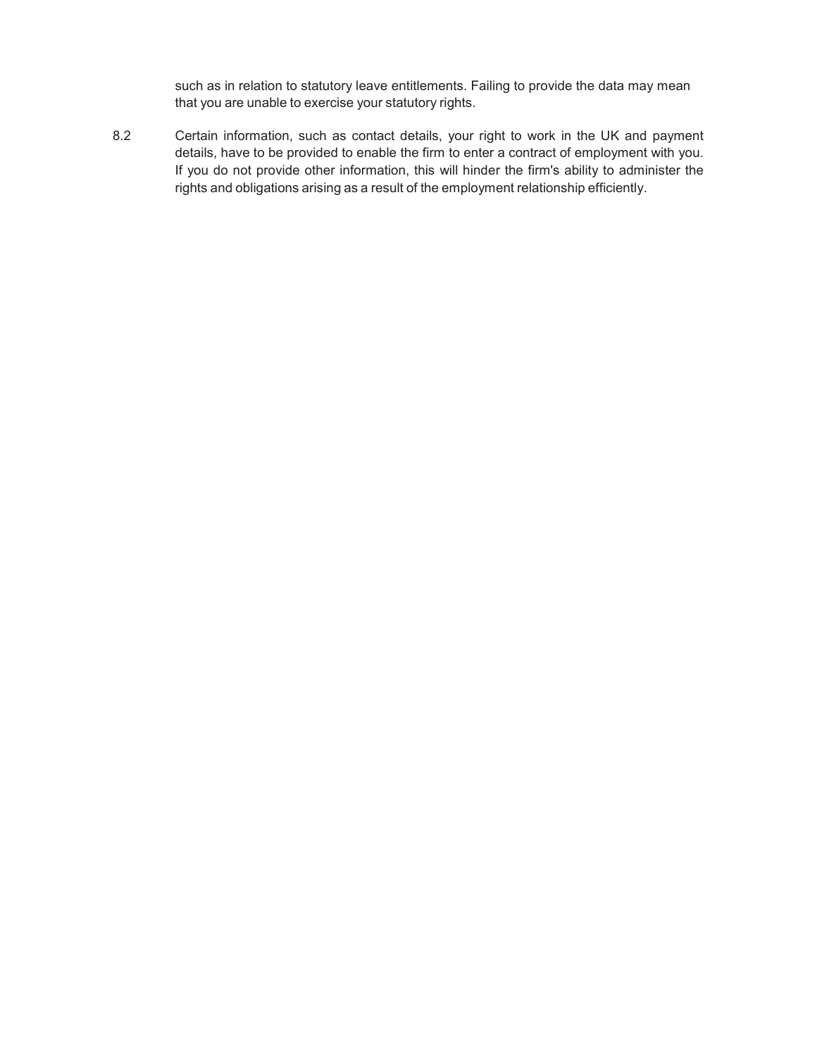such as in relation to statutory leave entitlements. Failing to provide the data may mean that you are unable to exercise your statutory rights.

8.2 Certain information, such as contact details, your right to work in the UK and payment details, have to be provided to enable the firm to enter a contract of employment with you. If you do not provide other information, this will hinder the firm's ability to administer the rights and obligations arising as a result of the employment relationship efficiently.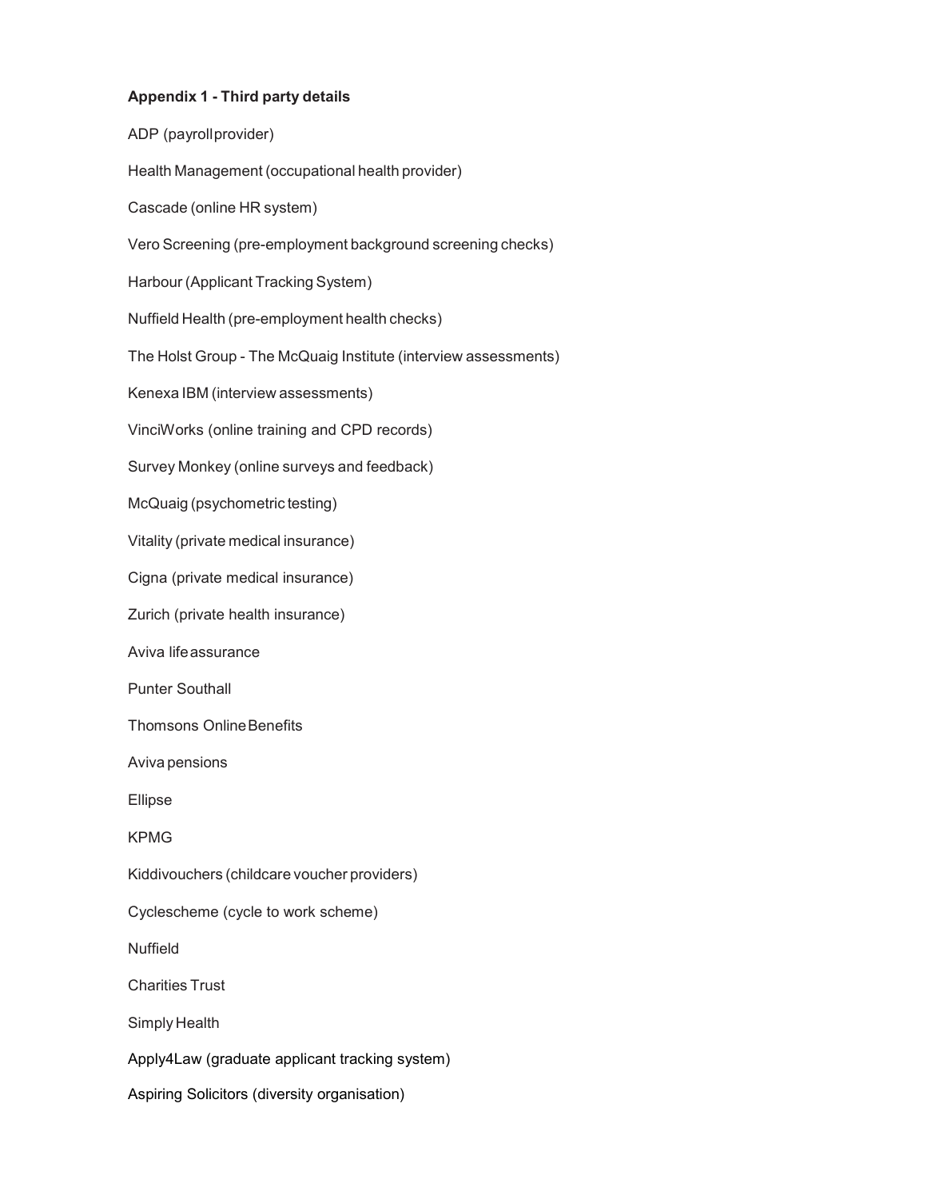**Appendix 1 - Third party details**

ADP (payroll provider)

Health Management (occupational health provider)

Cascade (online HR system)

Vero Screening (pre-employment background screening checks)

Harbour (Applicant Tracking System)

Nuffield Health (pre-employment health checks)

The Holst Group - The McQuaig Institute (interview assessments)

Kenexa IBM (interview assessments)

VinciWorks (online training and CPD records)

Survey Monkey (online surveys and feedback)

McQuaig (psychometric testing)

Vitality (private medical insurance)

Cigna (private medical insurance)

Zurich (private health insurance)

Aviva life assurance

Punter Southall

Thomsons Online Benefits

Aviva pensions

Ellipse

KPMG

Kiddivouchers (childcare voucher providers)

Cyclescheme (cycle to work scheme)

Nuffield

Charities Trust

Simply Health

Apply4Law (graduate applicant tracking system)

Aspiring Solicitors (diversity organisation)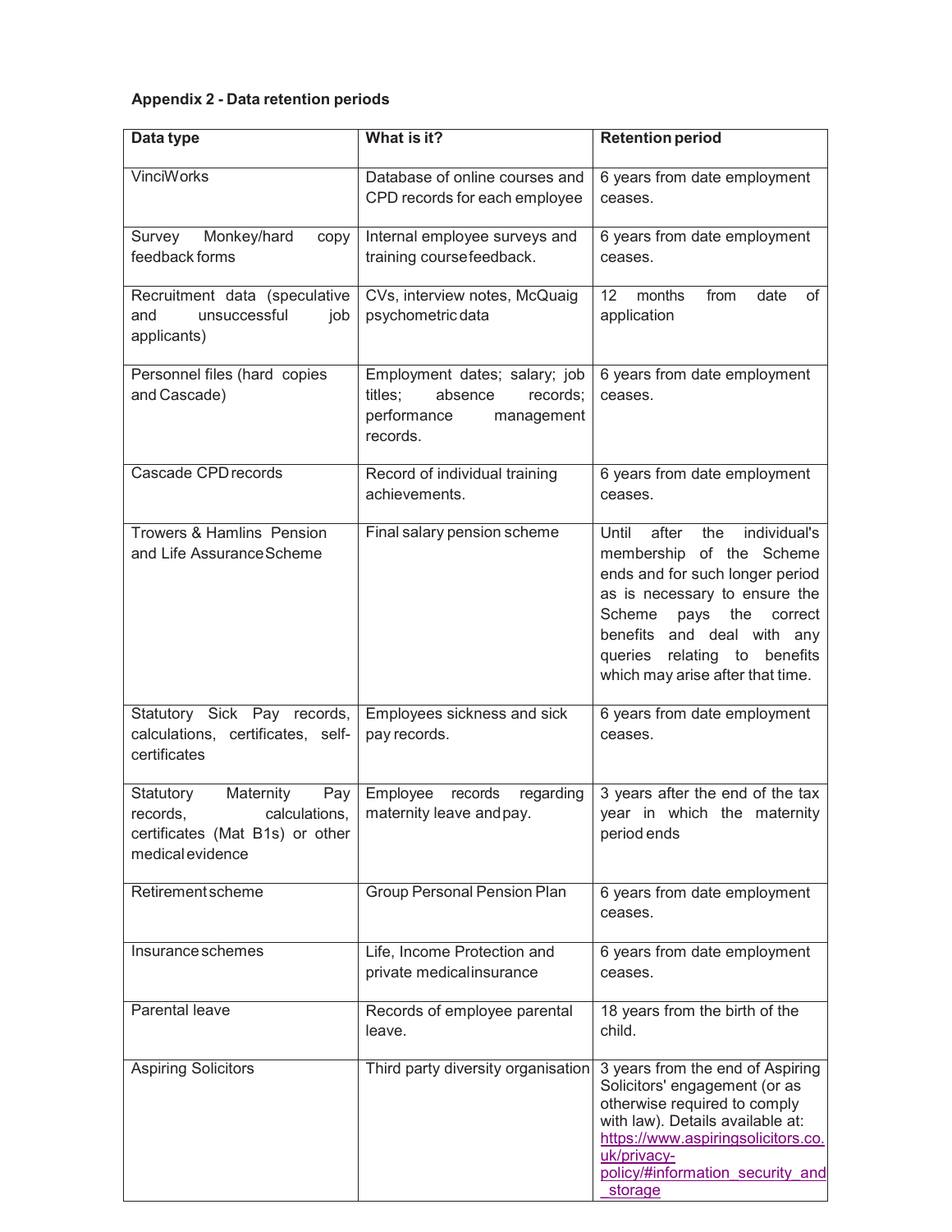**Appendix 2 - Data retention periods**

| Data type | What is it? | Retention period |
|---|---|---|
| VinciWorks | Database of online courses and CPD records for each employee | 6 years from date employment ceases. |
| Survey Monkey/hard copy feedback forms | Internal employee surveys and training course feedback. | 6 years from date employment ceases. |
| Recruitment data (speculative and unsuccessful job applicants) | CVs, interview notes, McQuaig psychometric data | 12 months from date of application |
| Personnel files (hard copies and Cascade) | Employment dates; salary; job titles; absence records; performance management records. | 6 years from date employment ceases. |
| Cascade CPD records | Record of individual training achievements. | 6 years from date employment ceases. |
| Trowers & Hamlins Pension and Life Assurance Scheme | Final salary pension scheme | Until after the individual's membership of the Scheme ends and for such longer period as is necessary to ensure the Scheme pays the correct benefits and deal with any queries relating to benefits which may arise after that time. |
| Statutory Sick Pay records, calculations, certificates, self-certificates | Employees sickness and sick pay records. | 6 years from date employment ceases. |
| Statutory Maternity Pay records, calculations, certificates (Mat B1s) or other medical evidence | Employee records regarding maternity leave and pay. | 3 years after the end of the tax year in which the maternity period ends |
| Retirement scheme | Group Personal Pension Plan | 6 years from date employment ceases. |
| Insurance schemes | Life, Income Protection and private medical insurance | 6 years from date employment ceases. |
| Parental leave | Records of employee parental leave. | 18 years from the birth of the child. |
| Aspiring Solicitors | Third party diversity organisation | 3 years from the end of Aspiring Solicitors' engagement (or as otherwise required to comply with law). Details available at: https://www.aspiringsolicitors.co.uk/privacy-policy/#information_security_and_storage |